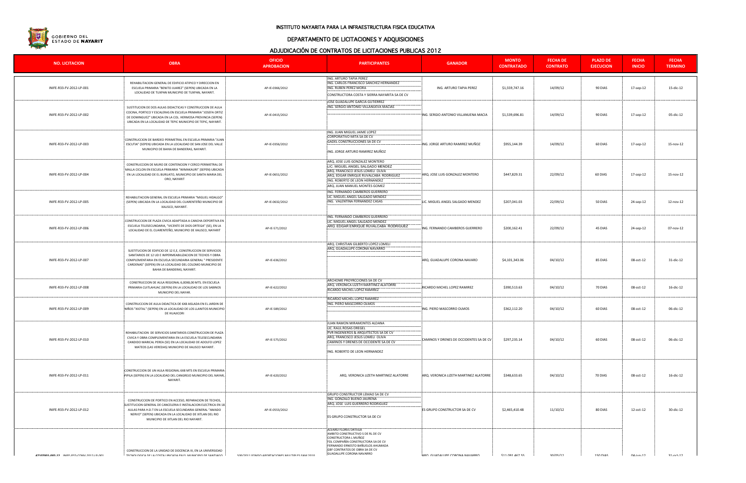GOBIERNO DEL ESTADO DE NAYARIT

# INSTITUTO NAYARITA PARA LA INFRAESTRUCTURA FISICA EDUCATIVA

## DEPARTAMENTO DE LICITACIONES Y ADQUISICIONES

## ADJUDICACIÓN DE CONTRATOS DE LICITACIONES PUBLICAS 2012

| NO. LICITACION | OBRA | OFICIO APROBACION | PARTICIPANTES | GANADOR | MONTO CONTRATADO | FECHA DE CONTRATO | PLAZO DE EJECUCION | FECHA INICIO | FECHA TERMINO |
|---|---|---|---|---|---|---|---|---|---|
| INIFE-R33-FV-2012-LP-001 | REHABILITACION GENERAL DE EDIFICIO ATIPICO Y DIRECCION EN ESCUELA PRIMARIA "BENITO JUAREZ" (SEPEN) UBICADA EN LA LOCALIDAD DE TUXPAN MUNICIPIO DE TUXPAN, NAYARIT. | AP-IE-0366/2012 | ING. ARTURO TAPIA PEREZ<br>ING. CARLOS FRANCISCO SANCHEZ HERNANDEZ<br>ING. RUBEN PEREZ MORA<br>CONSTRUCTORA COSTA Y SIERRA NAYARITA SA DE CV | ING. ARTURO TAPIA PEREZ | $1,559,747.16 | 14/09/12 | 90 DIAS | 17-sep-12 | 15-dic-12 |
| INIFE-R33-FV-2012-LP-002 | SUSTITUCION DE DOS AULAS DIDACTICAS Y CONSTRUCCION DE AULA COCINA, PORTICO Y ESCALERAS EN ESCUELA PRIMARIA "JOSEFA ORTIZ DE DOMINGUEZ" UBICADA EN LA COL. HERMOSA PROVINCIA (SEPEN) UBICADA EN LA LOCALIDAD DE TEPIC MUNICIPIO DE TEPIC, NAYARIT. | AP-IE-0415/2012 | JOSE GUADALUPE GARCIA GUTIERREZ<br>ING. SERGIO ANTONIO VILLANUEVA MACIAS | ING. SERGIO ANTONIO VILLANUENA MACIA | $1,539,696.81 | 14/09/12 | 90 DIAS | 17-sep-12 | 05-dic-12 |
| INIFE-R33-FV-2012-LP-003 | CONSTRUCCION DE BARDEO PERIMETRAL EN ESCUELA PRIMARIA "JUAN ESCUTIA" (SEPEN) UBICADA EN LA LOCALIDAD DE SAN JOSE DEL VALLE MUNICIPIO DE BAHIA DE BANDERAS, NAYARIT. | AP-IE-0356/2012 | ING. JUAN MIGUEL JAIME LOPEZ<br>CORPORATIVO MITA SA DE CV<br>GADEL CONSTRUCCIONES SA DE CV<br>ING. JORGE ARTURO RAMIREZ MUÑOZ | ING. JORGE ARTURO RAMIREZ MUÑOZ | $955,144.39 | 14/09/12 | 60 DIAS | 17-sep-12 | 15-nov-12 |
| INIFE-R33-FV-2012-LP-004 | CONSTRUCCION DE MURO DE CONTENCION Y CERCO PERIMETRAL DE MALLA CICLON EN ESCUELA PRIMARIA "WIMAKAURI" (SEPEN) UBICADA EN LA LOCALIDAD DE EL BURGATO, MUNICIPIO DE SANTA MARIA DEL ORO, NAYARIT | AP-IE-0651/2012 | ARQ. JOSE LUIS GONZALEZ MONTERO<br>LIC. MIGUEL ANGEL SALGADO MENDEZ<br>ARQ. FRANCISCO JESUS LOMELI OLIVA<br>ARQ. EDGAR ENRIQUE RUVALCABA RODRIGUEZ<br>ING. ROBERTO DE LEON HERNANDEZ<br>ARQ. JUAN MANUEL MONTES GOMEZ | ARQ. JOSE LUIS GONZALEZ MONTERO | $447,829.31 | 22/09/12 | 60 DIAS | 17-sep-12 | 15-nov-12 |
| INIFE-R33-FV-2012-LP-005 | REHABILITACION GENERAL EN ESCUELA PRIMARIA "MIGUEL HIDALGO" (SEPEN) UBICADA EN LA LOCALIDAD DEL CUARENTEÑO MUNICIPIO DE XALISCO, NAYARIT. | AP-IE-0632/2012 | ING. FERNANDO CAMBEROS GUERRERO<br>LIC. MIGUEL ANGEL SALGADO MENDEZ<br>ING. VALENTINA FERNANDEZ CASAS | LIC. MIGUEL ANGEL SALGADO MENDEZ | $207,041.03 | 22/09/12 | 50 DIAS | 24-sep-12 | 12-nov-12 |
| INIFE-R33-FV-2012-LP-006 | CONSTRUCCION DE PLAZA CIVICA ADAPTADA A CANCHA DEPORTIVA EN ESCUELA TELESECUNDARIA, "VICENTE DE DIOS ORTEGA" (SE), EN LA LOCALIDAD DE EL CUARENTEÑO, MUNICIPIO DE XALISCO, NAYARIT | AP-IE-571/2012 | ING. FERNANDO CAMBEROS GUERRERO<br>LIC. MIGUEL ANGEL SALGADO MENDEZ<br>ARQ. EDGAR ENRIQUE RUVALCABA RODRIGUEZ | ING. FERNANDO CAMBEROS GUERRERO | $200,162.41 | 22/09/12 | 45 DIAS | 24-sep-12 | 07-nov-12 |
| INIFE-R33-FV-2012-LP-007 | SUSTITUCION DE EDIFICIO DE 12 E,E, CONSTRUCCION DE SERVICIOS SANITARIOS DE 12 UD E IMPERMEABILIZACION DE TECHOS Y OBRA COMPLEMENTARIA EN ESCUELA SECUNDARIA GENERAL " PRESIDENTE CARDENAS" (SEPEN) EN LA LOCALIDAD DEL COLOMO MUNICIPIO DE BAHIA DE BANDERAS, NAYARIT. | AP-IE-636/2012 | ARQ. CHRISTIAN GILBERTO LOPEZ LOMELI<br>ARQ. GUADALUPE CORONA NAVARRO | ARQ. GUADALUPE CORONA NAVARO | $4,101,343.06 | 04/10/12 | 85 DIAS | 08-oct-12 | 31-dic-12 |
| INIFE-R33-FV-2012-LP-008 | CONSTRUCCION DE AULA REGIONAL 6,00X8,00 MTS. EN ESCUELA PRIMARIA CUITLAHUAC (SEPEN) EN LA LOCALIDAD DE LOS SABINOS MUNICIPIO DEL NAYAR. | AP-IE-622/2012 | ARCHOME PROYECCIONES SA DE CV<br>ARQ. VERONICA LIZETH MARTINEZ ALATORRE<br>RICARDO MICHEL LOPEZ RAMIREZ | RICARDO MICHEL LOPEZ RAMIREZ | $390,513.63 | 04/10/12 | 70 DIAS | 08-oct-12 | 16-dic-12 |
| INIFE-R33-FV-2012-LP-009 | CONSTRUCCION DE AULA DIDACTICA DE 6X8 AISLADA EN EL JARDIN DE NIÑOS "XIOTAL" (SEPEN) EN LA LOCALIDAD DE LOS LLANITOS MUNICIPIO DE HUAJICORI | AP-IE-589/2012 | RICARDO MICHEL LOPEZ RAMIREZ<br>ING. PIERO MASCORRO OLMOS | ING. PIERO MASCORRO OLMOS | $362,112.20 | 04/10/12 | 60 DIAS | 08-oct-12 | 06-dic-12 |
| INIFE-R33-FV-2012-LP-010 | REHABILITACION DE SERVICIOS SANITARIOS CONSTRUCCION DE PLAZA CIVICA Y OBRA COMPLEMENTARIA EN LA ESCUELA TELESECUNDARIA CANDIDO MARICAL PEREA (SE) EN LA LOCALIDAD DE ADOLFO LOPEZ MATEOS (LAS VEREDAS) MUNICIPIO DE XALISCO NAYARIT. | AP-IE-575/2012 | JUAN RAMON MIRAMONTES ALDANA<br>LIC. RAUL ROSAS OREGEL<br>PVR INGENIEROS & ARQUITECTOS SA DE CV<br>ARQ. FRANCISCO JESUS LOMELI OLIVA<br>CAMINOS Y DRENES DE OCCIDENTE SA DE CV<br>ING. ROBERTO DE LEON HERNANDEZ | CAMINOS Y DRENES DE OCCIDENTES SA DE CV | $297,235.14 | 04/10/12 | 60 DIAS | 08-oct-12 | 06-dic-12 |
| INIFE-R33-FV-2012-LP-011 | CONSTRUCCION DE UN AULA REGIONAL 6X8 MTS EN ESCUELA PRIMARIA PIPILA (SEPEN) EN LA LOCALIDAD DEL CANGREJO MUNICIPIO DEL NAYAR, NAYARIT. | AP-IE-620/2012 | ARQ. VERONICA LIZETH MARTINEZ ALATORRE | ARQ. VERONICA LIZETH MARTINEZ ALATORRE | $348,633.65 | 04/10/12 | 70 DIAS | 08-oct-12 | 16-dic-12 |
| INIFE-R33-FV-2012-LP-012 | CONSTRUCCION DE PORTICO EN ACCESO, REPARACION DE TECHOS, SUSTITUCION GENERAL DE CANCELERIA E INSTALACION ELECTRICA EN 18 AULAS PARA H.D.T EN LA ESCUELA SECUNDARIA GENERAL "AMADO NERVO" (SEPEN) UBICADA EN LA LOCALIDAD DE IXTLAN DEL RIO MUNICIPIO DE IXTLAN DEL RIO NAYARIT. | AP-IE-0553/2012 | GRUPO CONSTRUCTOR LEMAO SA DE CV<br>ING. GONZALO BUENO JAURENA<br>ARQ. JOSE LUIS GUERRERO RODRIGUEZ<br>ES GRUPO CONSTRUCTOR SA DE CV | ES GRUPO CONSTRUCTOR SA DE CV | $2,465,410.48 | 11/10/12 | 80 DIAS | 12-oct-12 | 30-dic-12 |
| 42102001-002-12 INIFE-FED-CONV-2012-LP-001 | CONSTRUCCION DE LA UNIDAD DE DOCENCIA III, EN LA UNIVERSIDAD TECNOLOGICA DE LA COSTA UBICADA EN EL MUNICIPIO DE SANTIAGO | 500/2011 FONDO APORTACIONES MULTIPLES FAM 2010 | ALVARO FLORES ORTEGA<br>AMBITO CONSTRUCTIVO S DE RL DE CV<br>CONSTRUCTORA L MUÑOZ<br>FDL COMPAÑIA CONSTRUCTORA SA DE CV<br>FERNANDO ERNESTO BAÑUELOS AHUMADA<br>GBF CONTRATOS DE OBRA SA DE CV<br>GUADALUPE CORONA NAVARRO | ARQ. GUADALUPE CORONA NAVARRO | $11,091,467.55 | 30/05/12 | 150 DIAS | 04-jun-12 | 31-oct-12 |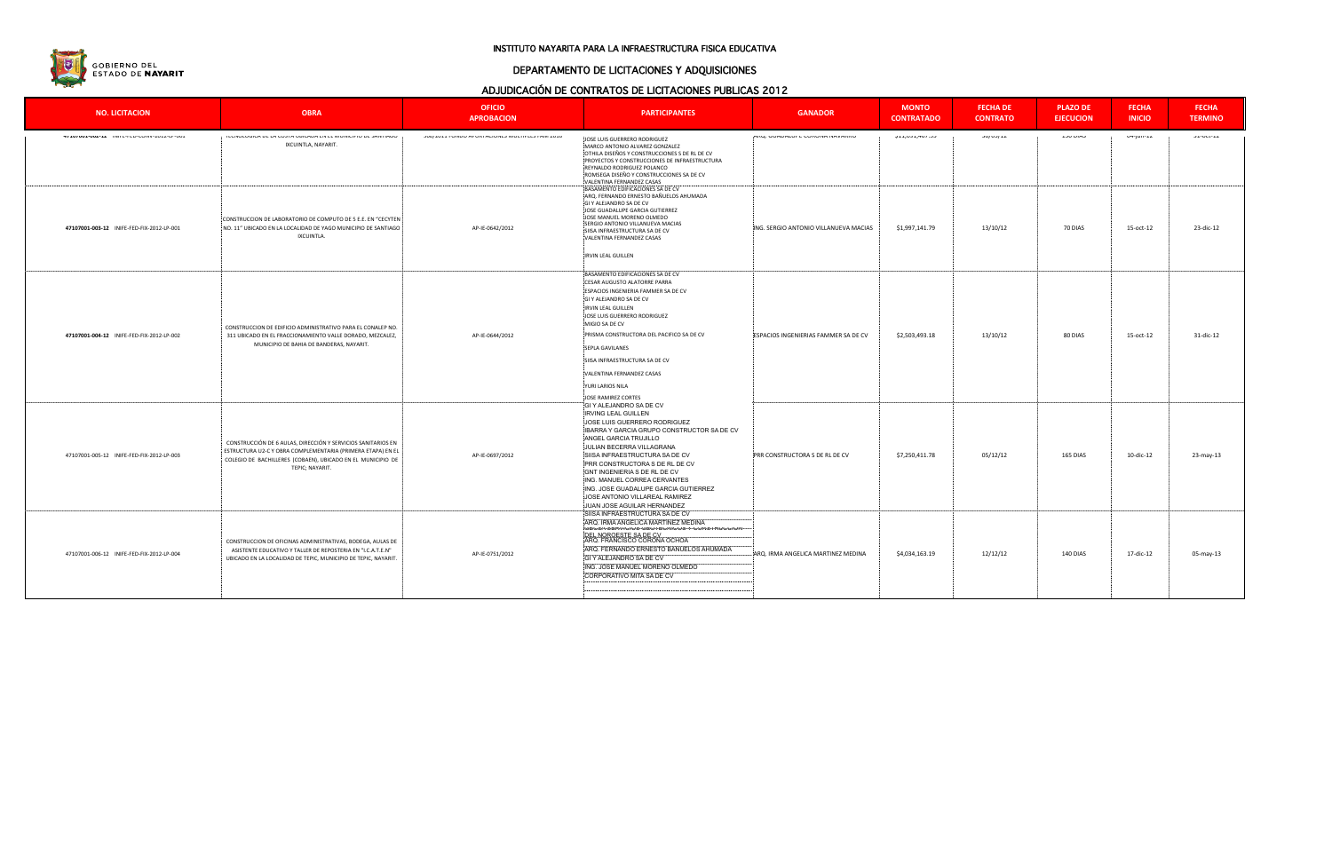# INSTITUTO NAYARITA PARA LA INFRAESTRUCTURA FISICA EDUCATIVA

## DEPARTAMENTO DE LICITACIONES Y ADQUISICIONES

### ADJUDICACIÓN DE CONTRATOS DE LICITACIONES PUBLICAS 2012

| NO. LICITACION | OBRA | OFICIO APROBACION | PARTICIPANTES | GANADOR | MONTO CONTRATADO | FECHA DE CONTRATO | PLAZO DE EJECUCION | FECHA INICIO | FECHA TERMINO |
|---|---|---|---|---|---|---|---|---|---|
| 47107001-002-12 INIFE-FED-CONV-2012-LP-001 | TECNOLOGICA DE LA COSTA UBICADA EN EL MUNICIPIO DE SANTIAGO IXCUINTLA, NAYARIT. | 308/2012 FONDO APORTACIONES MULTIPLES FAM 2010 | JOSE LUIS GUERRERO RODRIGUEZ<br>MARCO ANTONIO ALVAREZ GONZALEZ<br>OTHILA DISEÑOS Y CONSTRUCCIONES S DE RL DE CV<br>PROYECTOS Y CONSTRUCCIONES DE INFRAESTRUCTURA<br>REYNALDO RODRIGUEZ POLANCO<br>ROMSEGA DISEÑO Y CONSTRUCCIONES SA DE CV<br>VALENTINA FERNANDEZ CASAS | ARQ. GUADALUPE CORONA NAVARRO | $11,631,467.55 | 30/05/12 | 150 DIAS | 04-jun-12 | 31-oct-12 |
| 47107001-003-12 INIFE-FED-FIX-2012-LP-001 | CONSTRUCCION DE LABORATORIO DE COMPUTO DE 5 E.E. EN "CECYTEN NO. 11" UBICADO EN LA LOCALIDAD DE YAGO MUNICIPIO DE SANTIAGO IXCUINTLA. | AP-IE-0642/2012 | BASAMENTO EDIFICACIONES SA DE CV<br>ARQ. FERNANDO ERNESTO BAÑUELOS AHUMADA<br>GI Y ALEJANDRO SA DE CV<br>JOSE GUADALUPE GARCIA GUTIERREZ<br>JOSE MANUEL MORENO OLMEDO<br>SERGIO ANTONIO VILLANUEVA MACIAS<br>SIISA INFRAESTRUCTURA SA DE CV<br>VALENTINA FERNANDEZ CASAS<br>IRVIN LEAL GUILLEN | ING. SERGIO ANTONIO VILLANUEVA MACIAS | $1,997,141.79 | 13/10/12 | 70 DIAS | 15-oct-12 | 23-dic-12 |
| 47107001-004-12 INIFE-FED-FIX-2012-LP-002 | CONSTRUCCION DE EDIFICIO ADMINISTRATIVO PARA EL CONALEP NO. 311 UBICADO EN EL FRACCIONAMIENTO VALLE DORADO, MEZCALEZ, MUNICIPIO DE BAHIA DE BANDERAS, NAYARIT. | AP-IE-0644/2012 | BASAMENTO EDIFICACIONES SA DE CV<br>CESAR AUGUSTO ALATORRE PARRA<br>ESPACIOS INGENIERIA FAMMER SA DE CV<br>GI Y ALEJANDRO SA DE CV<br>IRVIN LEAL GUILLEN<br>JOSE LUIS GUERRERO RODRIGUEZ<br>MIGIO SA DE CV<br>PRISMA CONSTRUCTORA DEL PACIFICO SA DE CV<br>SEPLA GAVILANES<br>SIISA INFRAESTRUCTURA SA DE CV<br>VALENTINA FERNANDEZ CASAS<br>YURI LARIOS NILA<br>JOSE RAMIREZ CORTES | ESPACIOS INGENIERIAS FAMMER SA DE CV | $2,503,493.18 | 13/10/12 | 80 DIAS | 15-oct-12 | 31-dic-12 |
| 47107001-005-12 INIFE-FED-FIX-2012-LP-003 | CONSTRUCCIÓN DE 6 AULAS, DIRECCIÓN Y SERVICIOS SANITARIOS EN ESTRUCTURA U2-C Y OBRA COMPLEMENTARIA (PRIMERA ETAPA) EN EL COLEGIO DE BACHILLERES (COBAEN), UBICADO EN EL MUNICIPIO DE TEPIC, NAYARIT. | AP-IE-0697/2012 | GI Y ALEJANDRO SA DE CV<br>IRVING LEAL GUILLEN<br>JOSE LUIS GUERRERO RODRIGUEZ<br>IBARRA Y GARCIA GRUPO CONSTRUCTOR SA DE CV<br>ANGEL GARCIA TRUJILLO<br>JULIAN BECERRA VILLAGRANA<br>SIISA INFRAESTRUCTURA SA DE CV<br>PRR CONSTRUCTORA S DE RL DE CV<br>GNT INGENIERIA S DE RL DE CV<br>ING. MANUEL CORREA CERVANTES<br>ING. JOSE GUADALUPE GARCIA GUTIERREZ<br>JOSE ANTONIO VILLAREAL RAMIREZ<br>JUAN JOSE AGUILAR HERNANDEZ | PRR CONSTRUCTORA S DE RL DE CV | $7,250,411.78 | 05/12/12 | 165 DIAS | 10-dic-12 | 23-may-13 |
| 47107001-006-12 INIFE-FED-FIX-2012-LP-004 | CONSTRUCCION DE OFICINAS ADMINISTRATIVAS, BODEGA, AULAS DE ASISTENTE EDUCATIVO Y TALLER DE REPOSTERIA EN "I.C.A.T.E.N" UBICADO EN LA LOCALIDAD DE TEPIC, MUNICIPIO DE TEPIC, NAYARIT. | AP-IE-0751/2012 | SIISA INFRAESTRUCTURA SA DE CV<br>ARQ. IRMA ANGELICA MARTINEZ MEDINA<br>DEL NOROESTE SA DE CV<br>ARQ. FRANCISCO CORONA OCHOA<br>ARQ. FERNANDO ERNESTO BANUELOS AHUMADA<br>GI Y ALEJANDRO SA DE CV<br>ING. JOSE MANUEL MORENO OLMEDO<br>CORPORATIVO MITA SA DE CV | ARQ. IRMA ANGELICA MARTINEZ MEDINA | $4,034,163.19 | 12/12/12 | 140 DIAS | 17-dic-12 | 05-may-13 |